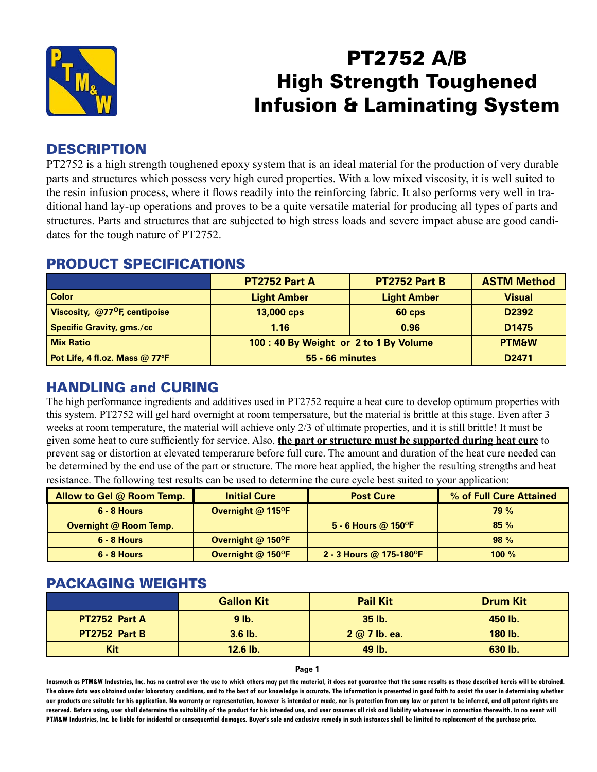# PT2752 A/B High Strength Toughened Infusion & Laminating System

## DESCRIPTION

PT2752 is a high strength toughened epoxy system that is an ideal material for the production of very durable parts and structures which possess very high cured properties. With a low mixed viscosity, it is well suited to the resin infusion process, where it flows readily into the reinforcing fabric. It also performs very well in traditional hand lay-up operations and proves to be a quite versatile material for producing all types of parts and structures. Parts and structures that are subjected to high stress loads and severe impact abuse are good candidates for the tough nature of PT2752.

## PRODUCT SPECIFICATIONS

| | PT2752 Part A | PT2752 Part B | ASTM Method |
|---|---|---|---|
| Color | Light Amber | Light Amber | Visual |
| Viscosity, @77°F, centipoise | 13,000 cps | 60 cps | D2392 |
| Specific Gravity, gms./cc | 1.16 | 0.96 | D1475 |
| Mix Ratio | 100 : 40 By Weight or 2 to 1 By Volume | | PTM&W |
| Pot Life, 4 fl.oz. Mass @ 77°F | 55 - 66 minutes | | D2471 |

## HANDLING and CURING

The high performance ingredients and additives used in PT2752 require a heat cure to develop optimum properties with this system. PT2752 will gel hard overnight at room tempersature, but the material is brittle at this stage. Even after 3 weeks at room temperature, the material will achieve only 2/3 of ultimate properties, and it is still brittle! It must be given some heat to cure sufficiently for service. Also, **the part or structure must be supported during heat cure** to prevent sag or distortion at elevated temperarure before full cure. The amount and duration of the heat cure needed can be determined by the end use of the part or structure. The more heat applied, the higher the resulting strengths and heat resistance. The following test results can be used to determine the cure cycle best suited to your application:

| Allow to Gel @ Room Temp. | Initial Cure | Post Cure | % of Full Cure Attained |
|---|---|---|---|
| 6 - 8 Hours | Overnight @ 115°F | | 79 % |
| Overnight @ Room Temp. | | 5 - 6 Hours @ 150°F | 85 % |
| 6 - 8 Hours | Overnight @ 150°F | | 98 % |
| 6 - 8 Hours | Overnight @ 150°F | 2 - 3 Hours @ 175-180°F | 100 % |

## PACKAGING WEIGHTS

| | Gallon Kit | Pail Kit | Drum Kit |
|---|---|---|---|
| PT2752 Part A | 9 lb. | 35 lb. | 450 lb. |
| PT2752 Part B | 3.6 lb. | 2 @ 7 lb. ea. | 180 lb. |
| Kit | 12.6 lb. | 49 lb. | 630 lb. |

Inasmuch as PTM&W Industries, Inc. has no control over the use to which others may put the material, it does not guarantee that the same results as those described hereis will be obtained. The above data was obtained under laboratory conditions, and to the best of our knowledge is accurate. The information is presented in good faith to assist the user in determining whether our products are suitable for his application. No warranty or representation, however is intended or made, nor is protection from any law or patent to be inferred, and all patent rights are reserved. Before using, user shall determine the suitability of the product for his intended use, and user assumes all risk and liability whatsoever in connection therewith. In no event will PTM&W Industries, Inc. be liable for incidental or consequential damages. Buyer's sole and exclusive remedy in such instances shall be limited to replacement of the purchase price.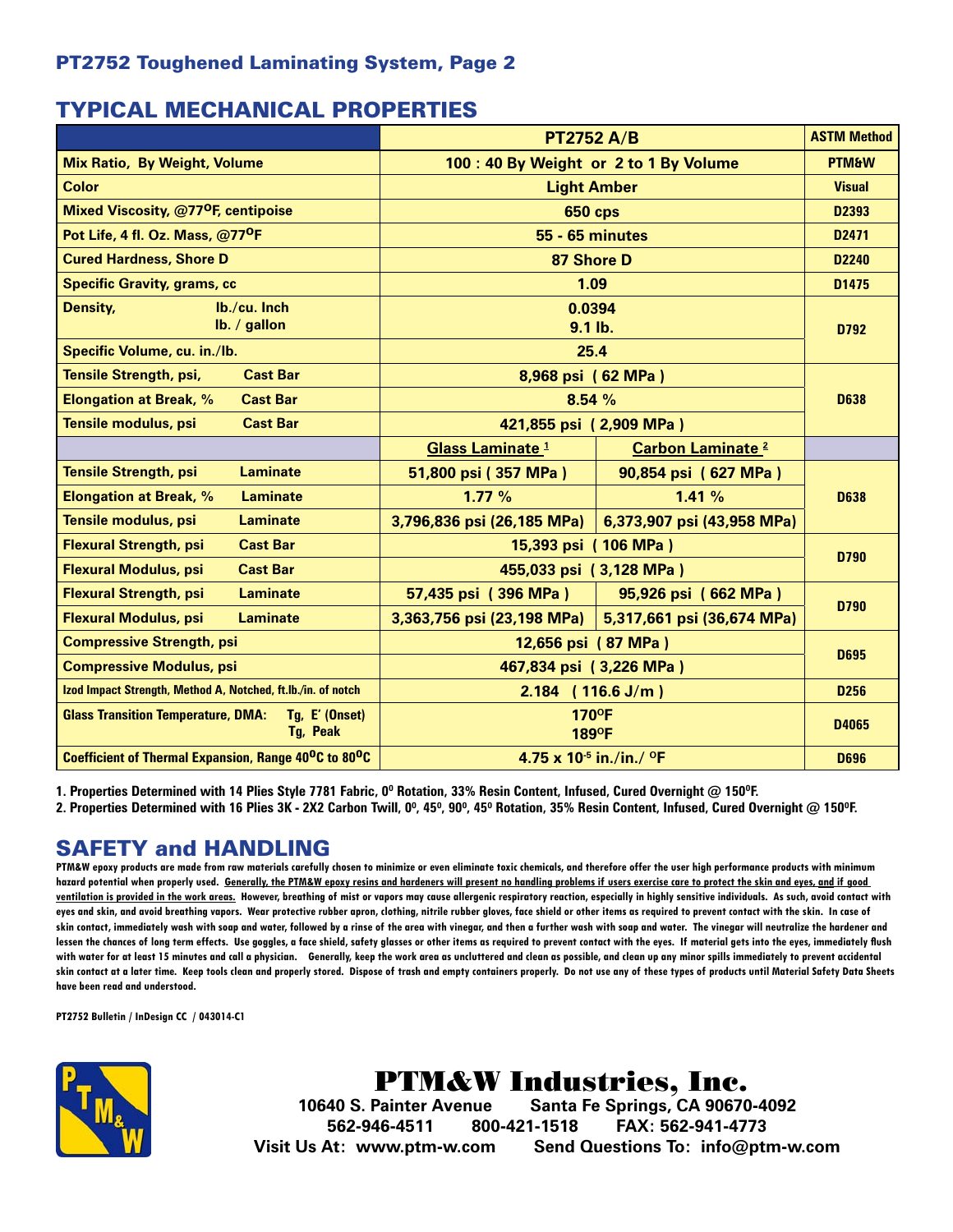## PT2752 Toughened Laminating System, Page 2

## TYPICAL MECHANICAL PROPERTIES

| | PT2752 A/B | | ASTM Method |
|---|---|---|---|
| Mix Ratio, By Weight, Volume | 100 : 40 By Weight or 2 to 1 By Volume | | PTM&W |
| Color | Light Amber | | Visual |
| Mixed Viscosity, @77°F, centipoise | 650 cps | | D2393 |
| Pot Life, 4 fl. Oz. Mass, @77°F | 55 - 65 minutes | | D2471 |
| Cured Hardness, Shore D | 87 Shore D | | D2240 |
| Specific Gravity, grams, cc | 1.09 | | D1475 |
| Density, lb./cu. Inch / lb. / gallon | 0.0394 / 9.1 lb. | | D792 |
| Specific Volume, cu. in./lb. | 25.4 | | D792 |
| Tensile Strength, psi, Cast Bar | 8,968 psi ( 62 MPa ) | | D638 |
| Elongation at Break, % Cast Bar | 8.54 % | | D638 |
| Tensile modulus, psi Cast Bar | 421,855 psi ( 2,909 MPa ) | | D638 |
| | Glass Laminate [1] | Carbon Laminate [2] | |
| Tensile Strength, psi Laminate | 51,800 psi ( 357 MPa ) | 90,854 psi ( 627 MPa ) | D638 |
| Elongation at Break, % Laminate | 1.77 % | 1.41 % | D638 |
| Tensile modulus, psi Laminate | 3,796,836 psi (26,185 MPa) | 6,373,907 psi (43,958 MPa) | D638 |
| Flexural Strength, psi Cast Bar | 15,393 psi ( 106 MPa ) | | D790 |
| Flexural Modulus, psi Cast Bar | 455,033 psi ( 3,128 MPa ) | | D790 |
| Flexural Strength, psi Laminate | 57,435 psi ( 396 MPa ) | 95,926 psi ( 662 MPa ) | D790 |
| Flexural Modulus, psi Laminate | 3,363,756 psi (23,198 MPa) | 5,317,661 psi (36,674 MPa) | D790 |
| Compressive Strength, psi | 12,656 psi ( 87 MPa ) | | D695 |
| Compressive Modulus, psi | 467,834 psi ( 3,226 MPa ) | | D695 |
| Izod Impact Strength, Method A, Notched, ft.lb./in. of notch | 2.184 ( 116.6 J/m ) | | D256 |
| Glass Transition Temperature, DMA: Tg, E' (Onset) / Tg, Peak | 170°F / 189°F | | D4065 |
| Coefficient of Thermal Expansion, Range 40°C to 80°C | $4.75 \times 10^{-5}$ in./in./ °F | | D696 |

1. Properties Determined with 14 Plies Style 7781 Fabric, 0° Rotation, 33% Resin Content, Infused, Cured Overnight @ 150°F.
2. Properties Determined with 16 Plies 3K - 2X2 Carbon Twill, 0°, 45°, 90°, 45° Rotation, 35% Resin Content, Infused, Cured Overnight @ 150°F.

## SAFETY and HANDLING

PTM&W epoxy products are made from raw materials carefully chosen to minimize or even eliminate toxic chemicals, and therefore offer the user high performance products with minimum hazard potential when properly used. Generally, the PTM&W epoxy resins and hardeners will present no handling problems if users exercise care to protect the skin and eyes, and if good ventilation is provided in the work areas. However, breathing of mist or vapors may cause allergenic respiratory reaction, especially in highly sensitive individuals. As such, avoid contact with eyes and skin, and avoid breathing vapors. Wear protective rubber apron, clothing, nitrile rubber gloves, face shield or other items as required to prevent contact with the skin. In case of skin contact, immediately wash with soap and water, followed by a rinse of the area with vinegar, and then a further wash with soap and water. The vinegar will neutralize the hardener and lessen the chances of long term effects. Use goggles, a face shield, safety glasses or other items as required to prevent contact with the eyes. If material gets into the eyes, immediately flush with water for at least 15 minutes and call a physician. Generally, keep the work area as uncluttered and clean as possible, and clean up any minor spills immediately to prevent accidental skin contact at a later time. Keep tools clean and properly stored. Dispose of trash and empty containers properly. Do not use any of these types of products until Material Safety Data Sheets have been read and understood.

PT2752 Bulletin / InDesign CC / 043014-C1

**PTM&W Industries, Inc.**

10640 S. Painter Avenue Santa Fe Springs, CA 90670-4092

562-946-4511 800-421-1518 FAX: 562-941-4773

Visit Us At: www.ptm-w.com Send Questions To: info@ptm-w.com